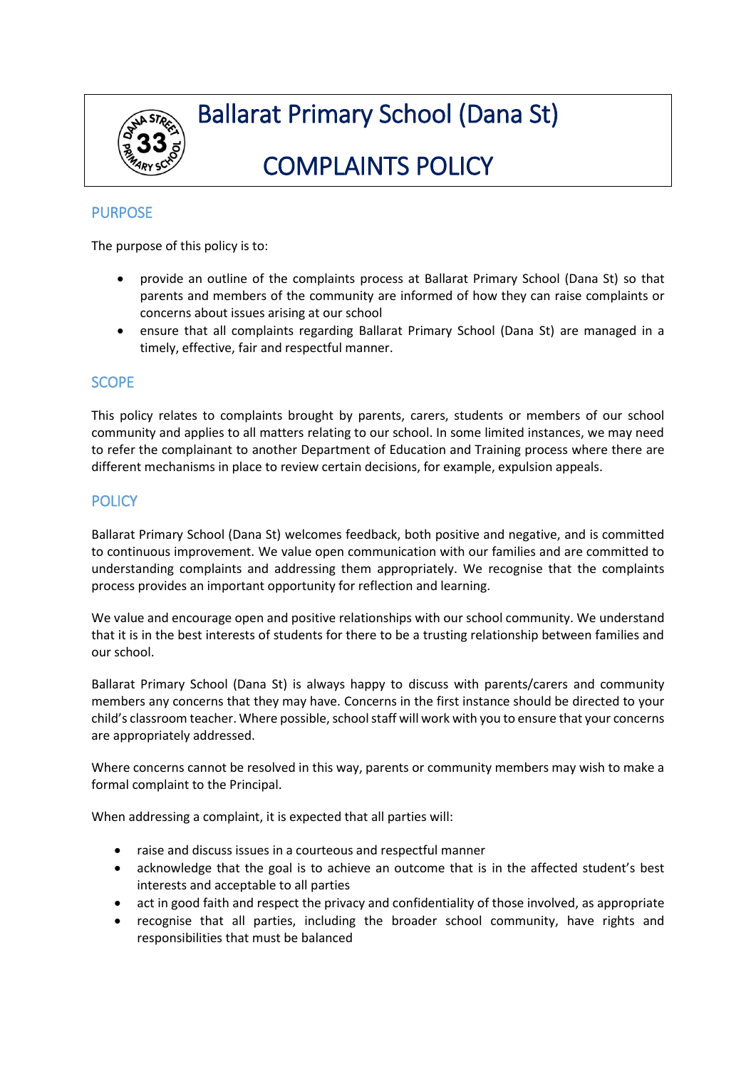# Ballarat Primary School (Dana St)

# COMPLAINTS POLICY

## PURPOSE

The purpose of this policy is to:

- provide an outline of the complaints process at Ballarat Primary School (Dana St) so that parents and members of the community are informed of how they can raise complaints or concerns about issues arising at our school
- ensure that all complaints regarding Ballarat Primary School (Dana St) are managed in a timely, effective, fair and respectful manner.

## SCOPE

This policy relates to complaints brought by parents, carers, students or members of our school community and applies to all matters relating to our school. In some limited instances, we may need to refer the complainant to another Department of Education and Training process where there are different mechanisms in place to review certain decisions, for example, expulsion appeals.

## POLICY

Ballarat Primary School (Dana St) welcomes feedback, both positive and negative, and is committed to continuous improvement. We value open communication with our families and are committed to understanding complaints and addressing them appropriately. We recognise that the complaints process provides an important opportunity for reflection and learning.

We value and encourage open and positive relationships with our school community. We understand that it is in the best interests of students for there to be a trusting relationship between families and our school.

Ballarat Primary School (Dana St) is always happy to discuss with parents/carers and community members any concerns that they may have. Concerns in the first instance should be directed to your child's classroom teacher. Where possible, school staff will work with you to ensure that your concerns are appropriately addressed.

Where concerns cannot be resolved in this way, parents or community members may wish to make a formal complaint to the Principal.

When addressing a complaint, it is expected that all parties will:

- raise and discuss issues in a courteous and respectful manner
- acknowledge that the goal is to achieve an outcome that is in the affected student's best interests and acceptable to all parties
- act in good faith and respect the privacy and confidentiality of those involved, as appropriate
- recognise that all parties, including the broader school community, have rights and responsibilities that must be balanced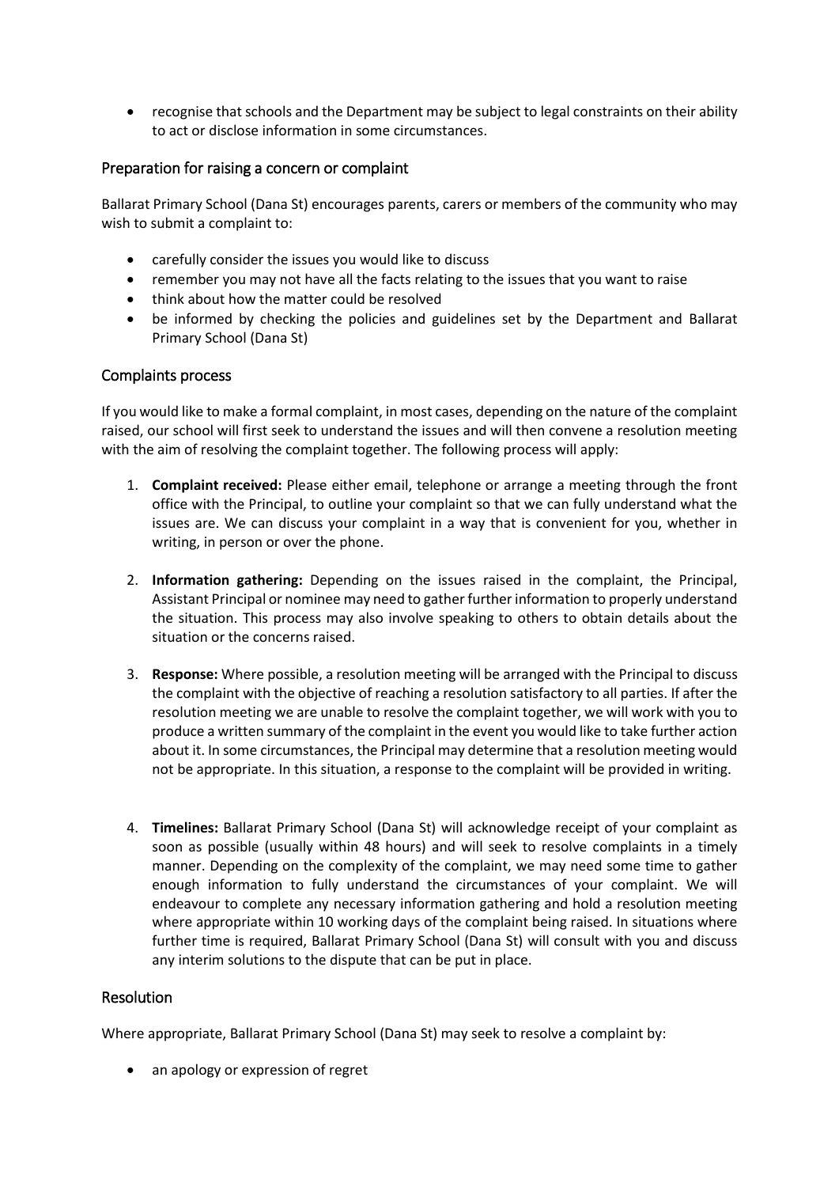- recognise that schools and the Department may be subject to legal constraints on their ability to act or disclose information in some circumstances.

## Preparation for raising a concern or complaint

Ballarat Primary School (Dana St) encourages parents, carers or members of the community who may wish to submit a complaint to:

- carefully consider the issues you would like to discuss
- remember you may not have all the facts relating to the issues that you want to raise
- think about how the matter could be resolved
- be informed by checking the policies and guidelines set by the Department and Ballarat Primary School (Dana St)

## Complaints process

If you would like to make a formal complaint, in most cases, depending on the nature of the complaint raised, our school will first seek to understand the issues and will then convene a resolution meeting with the aim of resolving the complaint together. The following process will apply:

1. **Complaint received:** Please either email, telephone or arrange a meeting through the front office with the Principal, to outline your complaint so that we can fully understand what the issues are. We can discuss your complaint in a way that is convenient for you, whether in writing, in person or over the phone.

2. **Information gathering:** Depending on the issues raised in the complaint, the Principal, Assistant Principal or nominee may need to gather further information to properly understand the situation. This process may also involve speaking to others to obtain details about the situation or the concerns raised.

3. **Response:** Where possible, a resolution meeting will be arranged with the Principal to discuss the complaint with the objective of reaching a resolution satisfactory to all parties. If after the resolution meeting we are unable to resolve the complaint together, we will work with you to produce a written summary of the complaint in the event you would like to take further action about it. In some circumstances, the Principal may determine that a resolution meeting would not be appropriate. In this situation, a response to the complaint will be provided in writing.

4. **Timelines:** Ballarat Primary School (Dana St) will acknowledge receipt of your complaint as soon as possible (usually within 48 hours) and will seek to resolve complaints in a timely manner. Depending on the complexity of the complaint, we may need some time to gather enough information to fully understand the circumstances of your complaint. We will endeavour to complete any necessary information gathering and hold a resolution meeting where appropriate within 10 working days of the complaint being raised. In situations where further time is required, Ballarat Primary School (Dana St) will consult with you and discuss any interim solutions to the dispute that can be put in place.

## Resolution

Where appropriate, Ballarat Primary School (Dana St) may seek to resolve a complaint by:

- an apology or expression of regret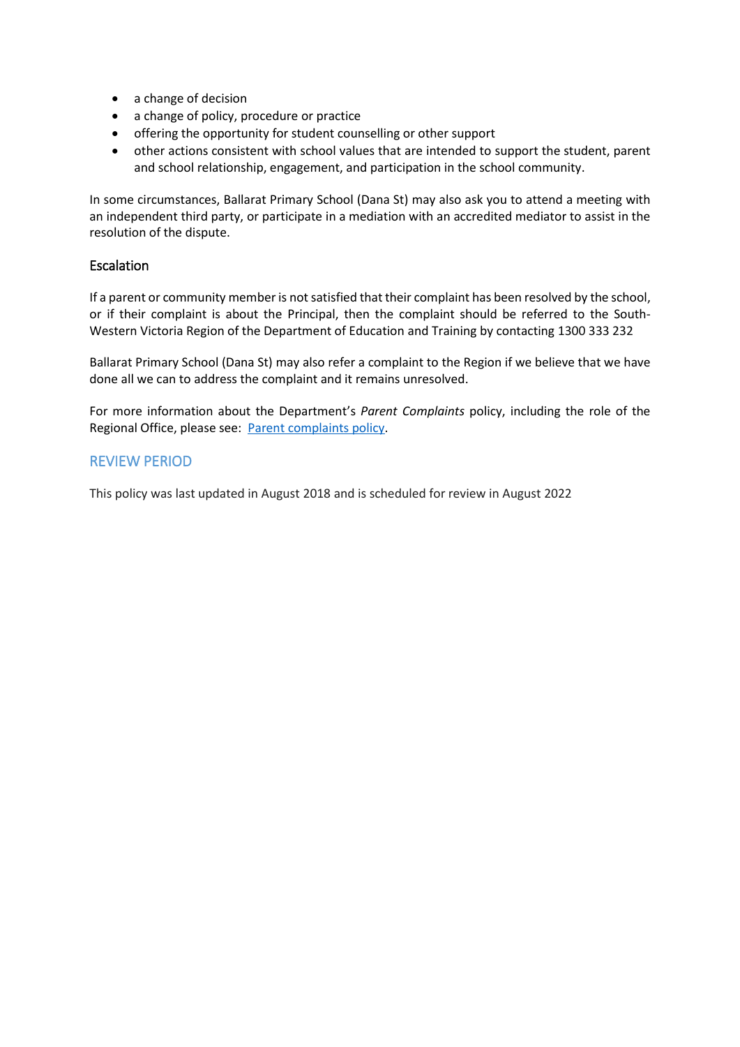- a change of decision
- a change of policy, procedure or practice
- offering the opportunity for student counselling or other support
- other actions consistent with school values that are intended to support the student, parent and school relationship, engagement, and participation in the school community.

In some circumstances, Ballarat Primary School (Dana St) may also ask you to attend a meeting with an independent third party, or participate in a mediation with an accredited mediator to assist in the resolution of the dispute.

### Escalation

If a parent or community member is not satisfied that their complaint has been resolved by the school, or if their complaint is about the Principal, then the complaint should be referred to the South-Western Victoria Region of the Department of Education and Training by contacting 1300 333 232

Ballarat Primary School (Dana St) may also refer a complaint to the Region if we believe that we have done all we can to address the complaint and it remains unresolved.

For more information about the Department's *Parent Complaints* policy, including the role of the Regional Office, please see: [Parent complaints policy](#).

## REVIEW PERIOD

This policy was last updated in August 2018 and is scheduled for review in August 2022